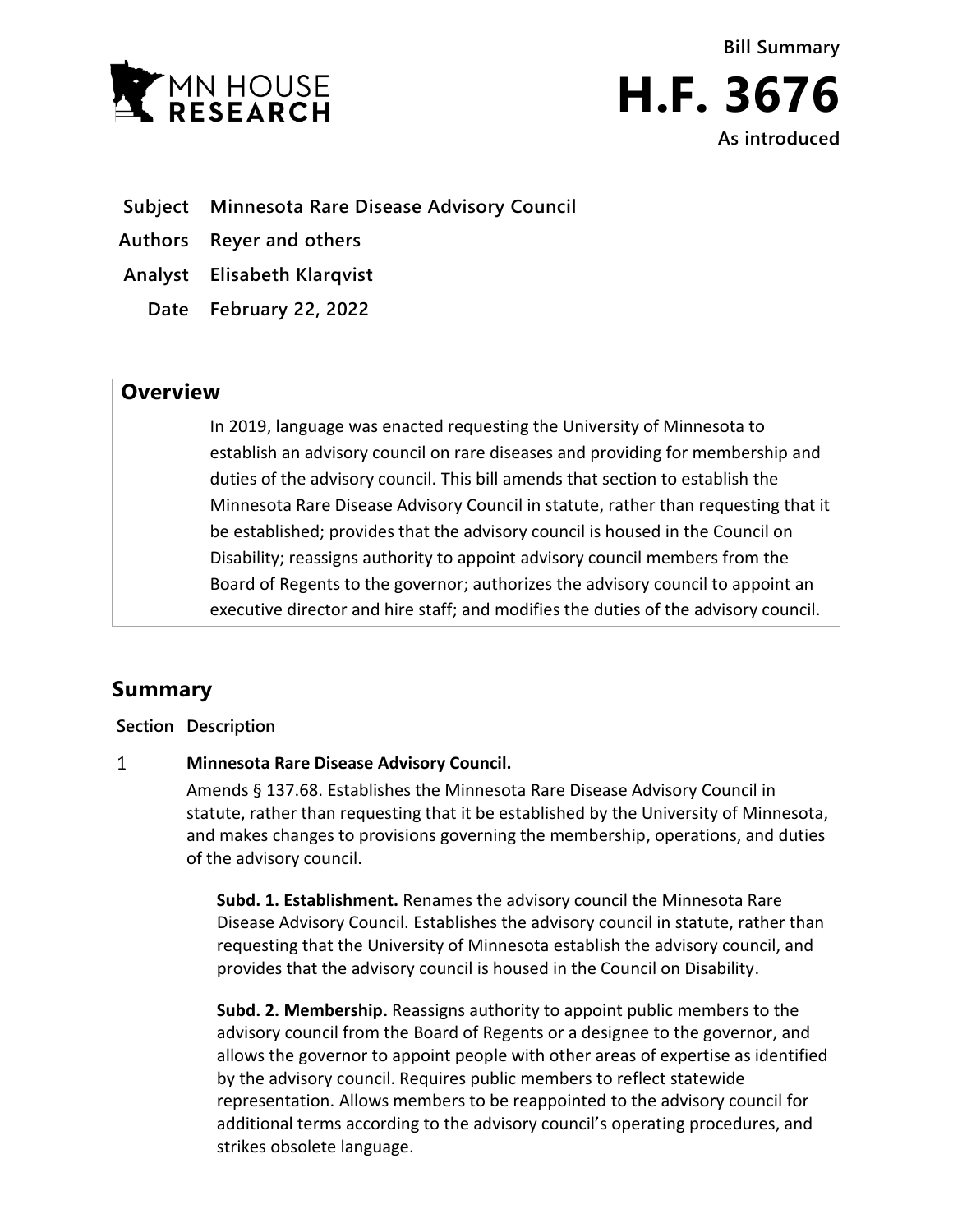Bill Summary

# H.F. 3676

As introduced

**Subject** Minnesota Rare Disease Advisory Council

**Authors** Reyer and others

**Analyst** Elisabeth Klarqvist

**Date** February 22, 2022

## Overview

In 2019, language was enacted requesting the University of Minnesota to establish an advisory council on rare diseases and providing for membership and duties of the advisory council. This bill amends that section to establish the Minnesota Rare Disease Advisory Council in statute, rather than requesting that it be established; provides that the advisory council is housed in the Council on Disability; reassigns authority to appoint advisory council members from the Board of Regents to the governor; authorizes the advisory council to appoint an executive director and hire staff; and modifies the duties of the advisory council.

## Summary

**Section Description**

1 **Minnesota Rare Disease Advisory Council.**

Amends § 137.68. Establishes the Minnesota Rare Disease Advisory Council in statute, rather than requesting that it be established by the University of Minnesota, and makes changes to provisions governing the membership, operations, and duties of the advisory council.

**Subd. 1. Establishment.** Renames the advisory council the Minnesota Rare Disease Advisory Council. Establishes the advisory council in statute, rather than requesting that the University of Minnesota establish the advisory council, and provides that the advisory council is housed in the Council on Disability.

**Subd. 2. Membership.** Reassigns authority to appoint public members to the advisory council from the Board of Regents or a designee to the governor, and allows the governor to appoint people with other areas of expertise as identified by the advisory council. Requires public members to reflect statewide representation. Allows members to be reappointed to the advisory council for additional terms according to the advisory council's operating procedures, and strikes obsolete language.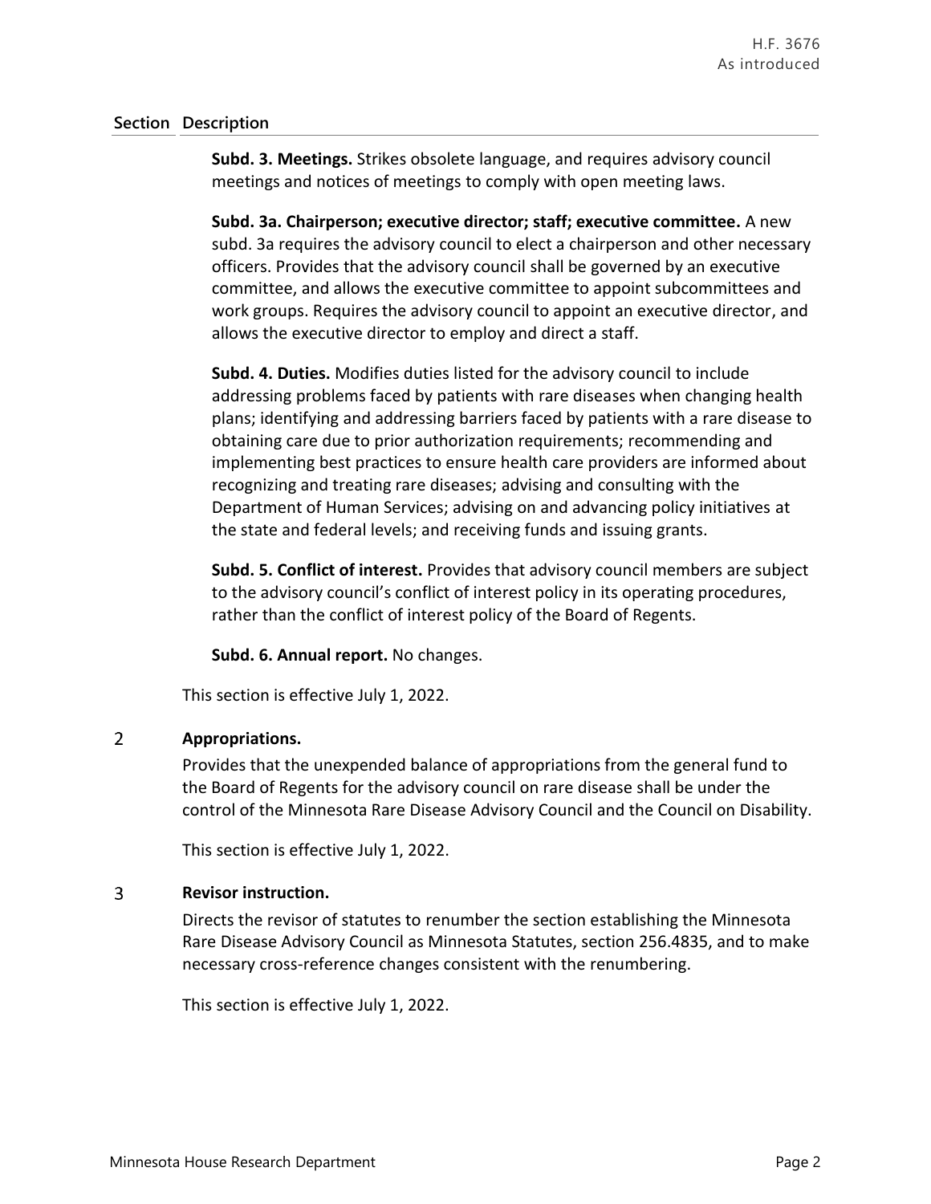| Section | Description |
|---|---|
| | **Subd. 3. Meetings.** Strikes obsolete language, and requires advisory council meetings and notices of meetings to comply with open meeting laws.<br><br>**Subd. 3a. Chairperson; executive director; staff; executive committee.** A new subd. 3a requires the advisory council to elect a chairperson and other necessary officers. Provides that the advisory council shall be governed by an executive committee, and allows the executive committee to appoint subcommittees and work groups. Requires the advisory council to appoint an executive director, and allows the executive director to employ and direct a staff.<br><br>**Subd. 4. Duties.** Modifies duties listed for the advisory council to include addressing problems faced by patients with rare diseases when changing health plans; identifying and addressing barriers faced by patients with a rare disease to obtaining care due to prior authorization requirements; recommending and implementing best practices to ensure health care providers are informed about recognizing and treating rare diseases; advising and consulting with the Department of Human Services; advising on and advancing policy initiatives at the state and federal levels; and receiving funds and issuing grants.<br><br>**Subd. 5. Conflict of interest.** Provides that advisory council members are subject to the advisory council's conflict of interest policy in its operating procedures, rather than the conflict of interest policy of the Board of Regents.<br><br>**Subd. 6. Annual report.** No changes.<br><br>This section is effective July 1, 2022. |
| 2 | **Appropriations.**<br><br>Provides that the unexpended balance of appropriations from the general fund to the Board of Regents for the advisory council on rare disease shall be under the control of the Minnesota Rare Disease Advisory Council and the Council on Disability.<br><br>This section is effective July 1, 2022. |
| 3 | **Revisor instruction.**<br><br>Directs the revisor of statutes to renumber the section establishing the Minnesota Rare Disease Advisory Council as Minnesota Statutes, section 256.4835, and to make necessary cross-reference changes consistent with the renumbering.<br><br>This section is effective July 1, 2022. |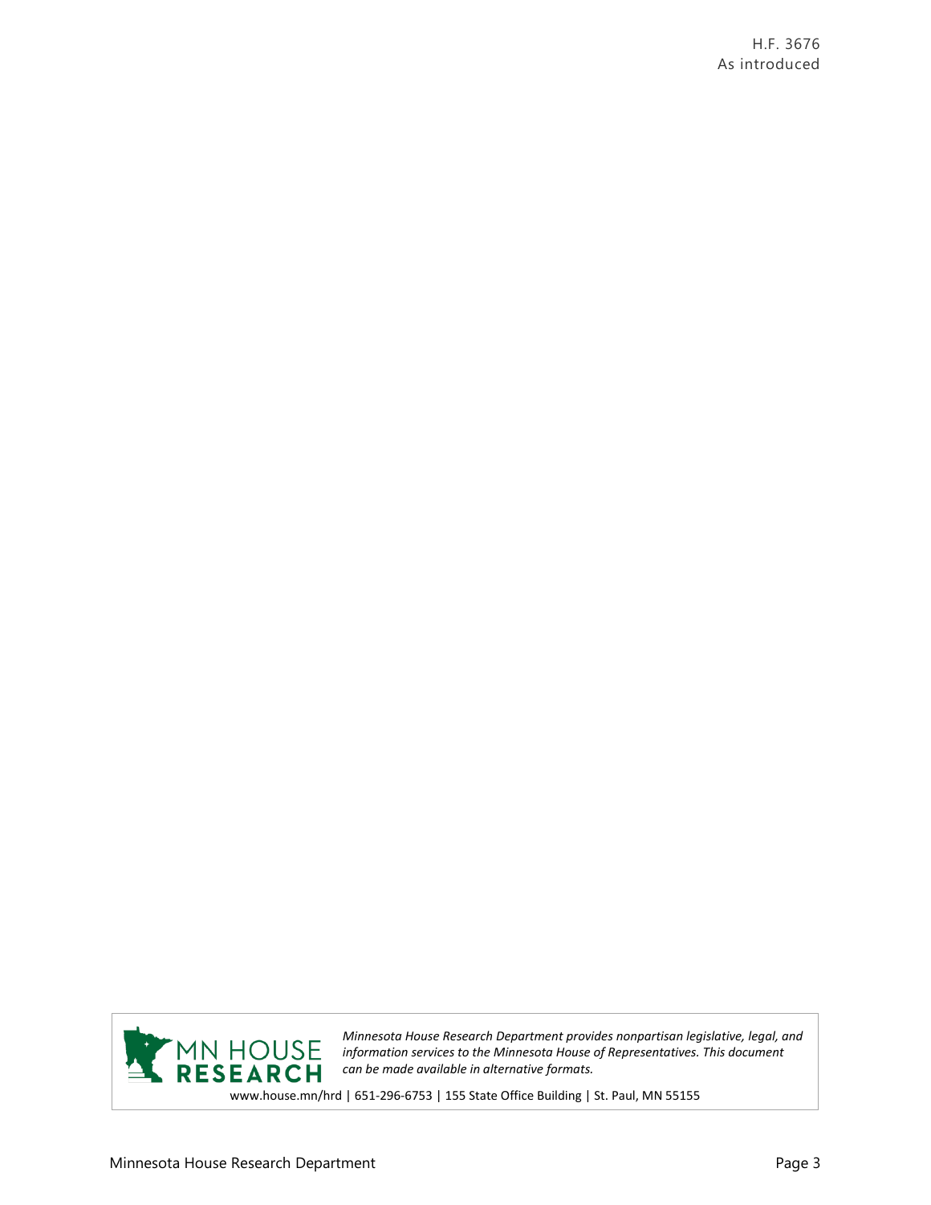MN HOUSE RESEARCH

*Minnesota House Research Department provides nonpartisan legislative, legal, and information services to the Minnesota House of Representatives. This document can be made available in alternative formats.*

www.house.mn/hrd | 651-296-6753 | 155 State Office Building | St. Paul, MN 55155